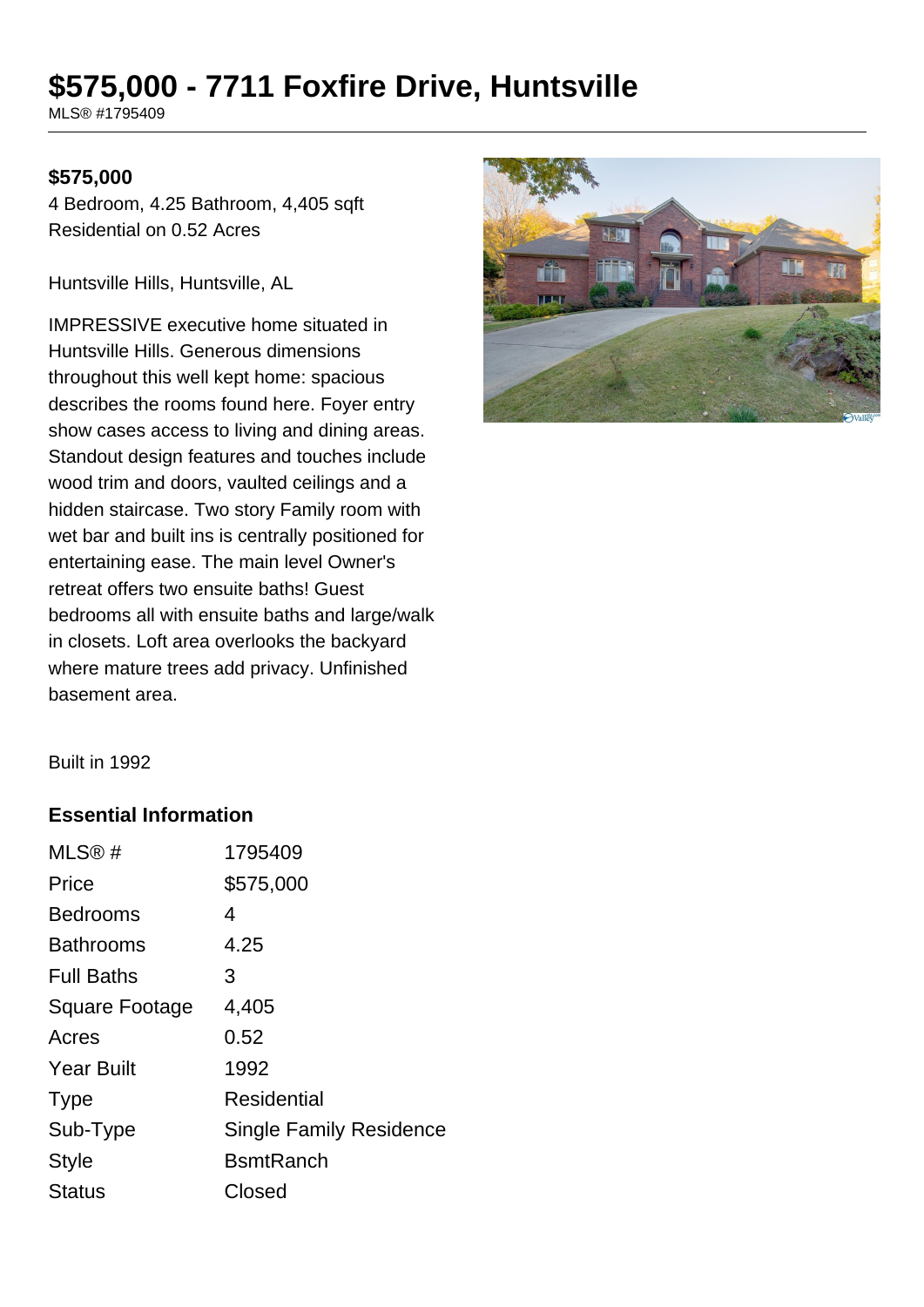# $575,000 - 7711 Foxfire Drive, Huntsville

MLS® #1795409

**$575,000**

4 Bedroom, 4.25 Bathroom, 4,405 sqft
Residential on 0.52 Acres

Huntsville Hills, Huntsville, AL

IMPRESSIVE executive home situated in Huntsville Hills. Generous dimensions throughout this well kept home: spacious describes the rooms found here. Foyer entry show cases access to living and dining areas. Standout design features and touches include wood trim and doors, vaulted ceilings and a hidden staircase. Two story Family room with wet bar and built ins is centrally positioned for entertaining ease. The main level Owner's retreat offers two ensuite baths! Guest bedrooms all with ensuite baths and large/walk in closets. Loft area overlooks the backyard where mature trees add privacy. Unfinished basement area.

Built in 1992

### Essential Information

| | |
|---|---|
| MLS® # | 1795409 |
| Price | $575,000 |
| Bedrooms | 4 |
| Bathrooms | 4.25 |
| Full Baths | 3 |
| Square Footage | 4,405 |
| Acres | 0.52 |
| Year Built | 1992 |
| Type | Residential |
| Sub-Type | Single Family Residence |
| Style | BsmtRanch |
| Status | Closed |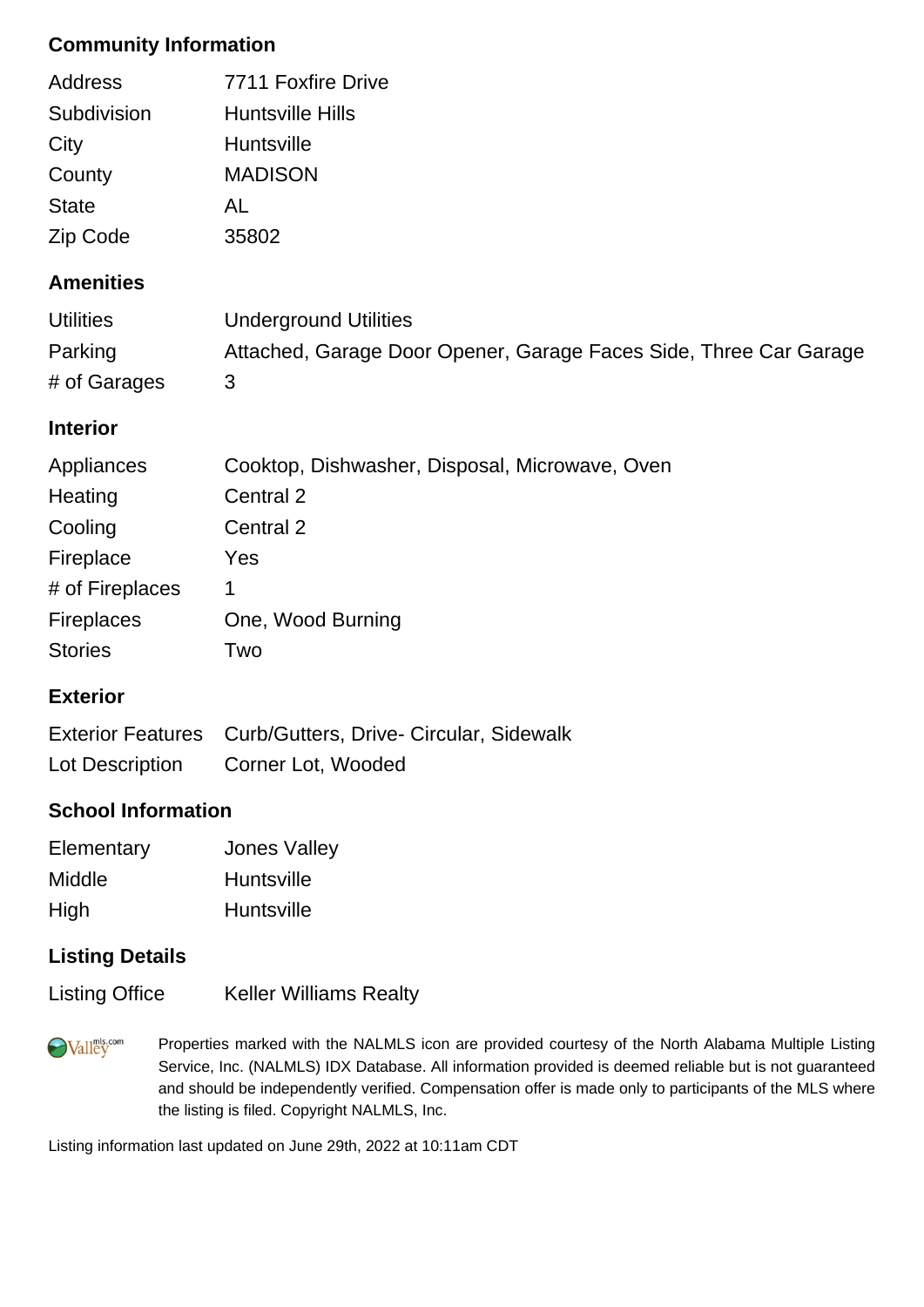## Community Information

| | |
|---|---|
| Address | 7711 Foxfire Drive |
| Subdivision | Huntsville Hills |
| City | Huntsville |
| County | MADISON |
| State | AL |
| Zip Code | 35802 |

## Amenities

| | |
|---|---|
| Utilities | Underground Utilities |
| Parking | Attached, Garage Door Opener, Garage Faces Side, Three Car Garage |
| # of Garages | 3 |

## Interior

| | |
|---|---|
| Appliances | Cooktop, Dishwasher, Disposal, Microwave, Oven |
| Heating | Central 2 |
| Cooling | Central 2 |
| Fireplace | Yes |
| # of Fireplaces | 1 |
| Fireplaces | One, Wood Burning |
| Stories | Two |

## Exterior

| | |
|---|---|
| Exterior Features | Curb/Gutters, Drive- Circular, Sidewalk |
| Lot Description | Corner Lot, Wooded |

## School Information

| | |
|---|---|
| Elementary | Jones Valley |
| Middle | Huntsville |
| High | Huntsville |

## Listing Details

| | |
|---|---|
| Listing Office | Keller Williams Realty |

Valleymls.com

Properties marked with the NALMLS icon are provided courtesy of the North Alabama Multiple Listing Service, Inc. (NALMLS) IDX Database. All information provided is deemed reliable but is not guaranteed and should be independently verified. Compensation offer is made only to participants of the MLS where the listing is filed. Copyright NALMLS, Inc.

Listing information last updated on June 29th, 2022 at 10:11am CDT